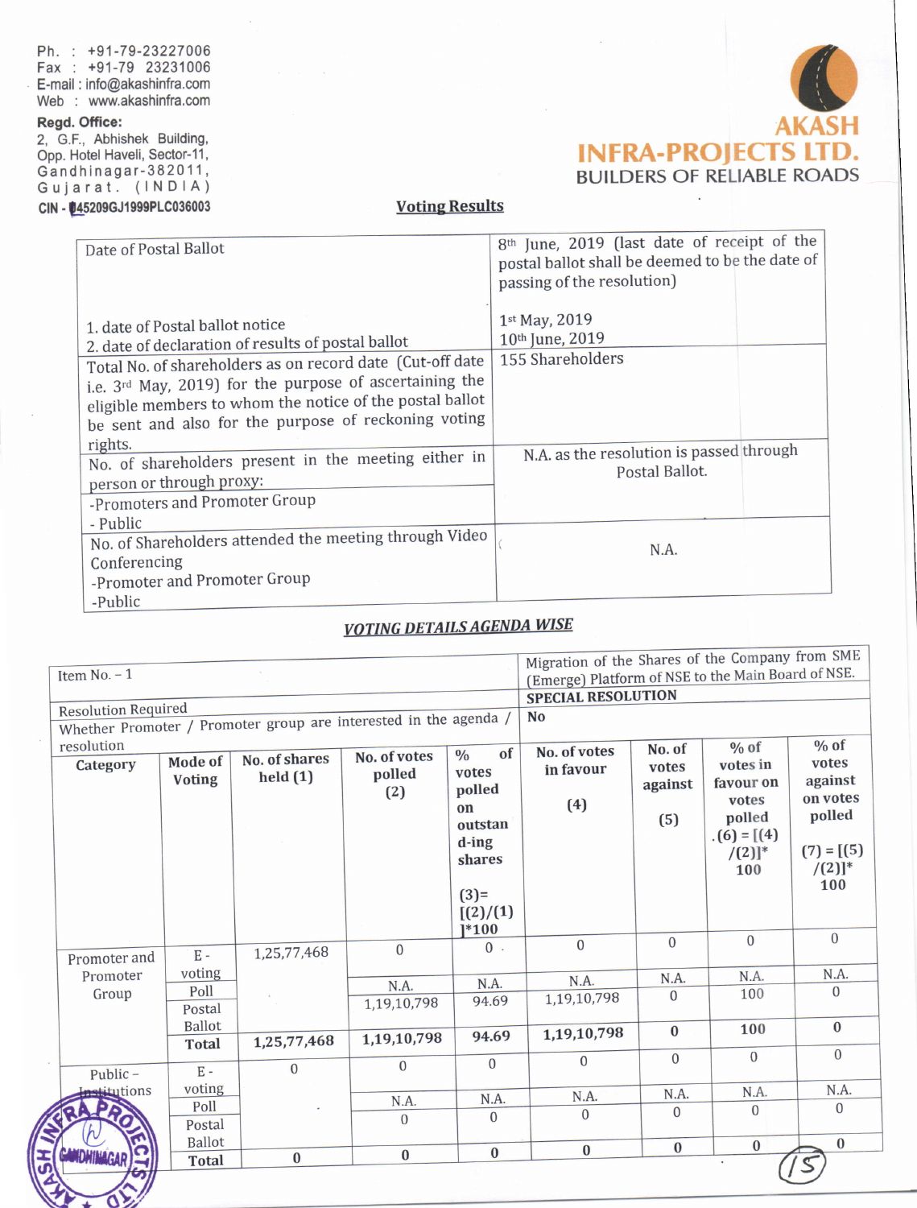Ph. : +91-79-23227006
Fax : +91-79 23231006
E-mail : info@akashinfra.com
Web : www.akashinfra.com

**Regd. Office:**
2, G.F., Abhishek Building,
Opp. Hotel Haveli, Sector-11,
Gandhinagar-382011,
Gujarat. (INDIA)
CIN - U45209GJ1999PLC036003

**AKASH INFRA-PROJECTS LTD.**
BUILDERS OF RELIABLE ROADS

## Voting Results

| | |
|---|---|
| Date of Postal Ballot<br><br>1. date of Postal ballot notice<br>2. date of declaration of results of postal ballot | 8th June, 2019 (last date of receipt of the postal ballot shall be deemed to be the date of passing of the resolution)<br><br>1st May, 2019<br>10th June, 2019 |
| Total No. of shareholders as on record date (Cut-off date i.e. 3rd May, 2019) for the purpose of ascertaining the eligible members to whom the notice of the postal ballot be sent and also for the purpose of reckoning voting rights. | 155 Shareholders |
| No. of shareholders present in the meeting either in person or through proxy:<br>-Promoters and Promoter Group<br>- Public | N.A. as the resolution is passed through Postal Ballot. |
| No. of Shareholders attended the meeting through Video Conferencing<br>-Promoter and Promoter Group<br>-Public | N.A. |

## VOTING DETAILS AGENDA WISE

| Item No. – 1 | | | | | Migration of the Shares of the Company from SME (Emerge) Platform of NSE to the Main Board of NSE. | | | |
|---|---|---|---|---|---|---|---|---|
| Resolution Required | | | | | **SPECIAL RESOLUTION** | | | |
| Whether Promoter / Promoter group are interested in the agenda / resolution | | | | | **No** | | | |
| **Category** | **Mode of Voting** | **No. of shares held (1)** | **No. of votes polled (2)** | **% of votes polled on outstanding shares (3)=[(2)/(1)]*100** | **No. of votes in favour (4)** | **No. of votes against (5)** | **% of votes in favour on votes polled (6) = [(4)/(2)]* 100** | **% of votes against on votes polled (7) = [(5)/(2)]* 100** |
| Promoter and Promoter Group | E-voting | 1,25,77,468 | 0 | 0 | 0 | 0 | 0 | 0 |
| | Poll | | N.A. | N.A. | N.A. | N.A. | N.A. | N.A. |
| | Postal Ballot | | 1,19,10,798 | 94.69 | 1,19,10,798 | 0 | 100 | 0 |
| | **Total** | **1,25,77,468** | **1,19,10,798** | **94.69** | **1,19,10,798** | **0** | **100** | **0** |
| Public – Institutions | E-voting | 0 | 0 | 0 | 0 | 0 | 0 | 0 |
| | Poll | | N.A. | N.A. | N.A. | N.A. | N.A. | N.A. |
| | Postal Ballot | | 0 | 0 | 0 | 0 | 0 | 0 |
| | **Total** | **0** | **0** | **0** | **0** | **0** | **0** | **0** |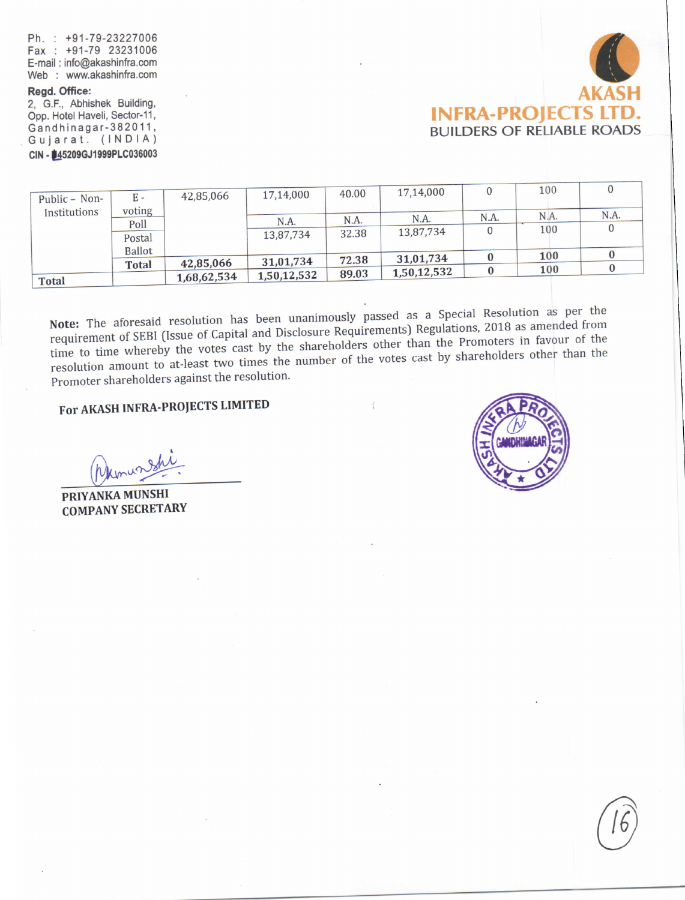Ph. : +91-79-23227006
Fax : +91-79 23231006
E-mail : info@akashinfra.com
Web : www.akashinfra.com

**Regd. Office:**
2, G.F., Abhishek Building,
Opp. Hotel Haveli, Sector-11,
Gandhinagar-382011,
Gujarat. (INDIA)
**CIN - L45209GJ1999PLC036003**

**AKASH INFRA-PROJECTS LTD.**
BUILDERS OF RELIABLE ROADS

| | | | | | | | | |
|---|---|---|---|---|---|---|---|---|
| Public – Non-Institutions | E-voting | 42,85,066 | 17,14,000 | 40.00 | 17,14,000 | 0 | 100 | 0 |
| | Poll | | N.A. | N.A. | N.A. | N.A. | N.A. | N.A. |
| | Postal Ballot | | 13,87,734 | 32.38 | 13,87,734 | 0 | 100 | 0 |
| | **Total** | **42,85,066** | **31,01,734** | **72.38** | **31,01,734** | **0** | **100** | **0** |
| **Total** | | **1,68,62,534** | **1,50,12,532** | **89.03** | **1,50,12,532** | **0** | **100** | **0** |

**Note:** The aforesaid resolution has been unanimously passed as a Special Resolution as per the requirement of SEBI (Issue of Capital and Disclosure Requirements) Regulations, 2018 as amended from time to time whereby the votes cast by the shareholders other than the Promoters in favour of the resolution amount to at-least two times the number of the votes cast by shareholders other than the Promoter shareholders against the resolution.

**For AKASH INFRA-PROJECTS LIMITED**

**PRIYANKA MUNSHI**
**COMPANY SECRETARY**